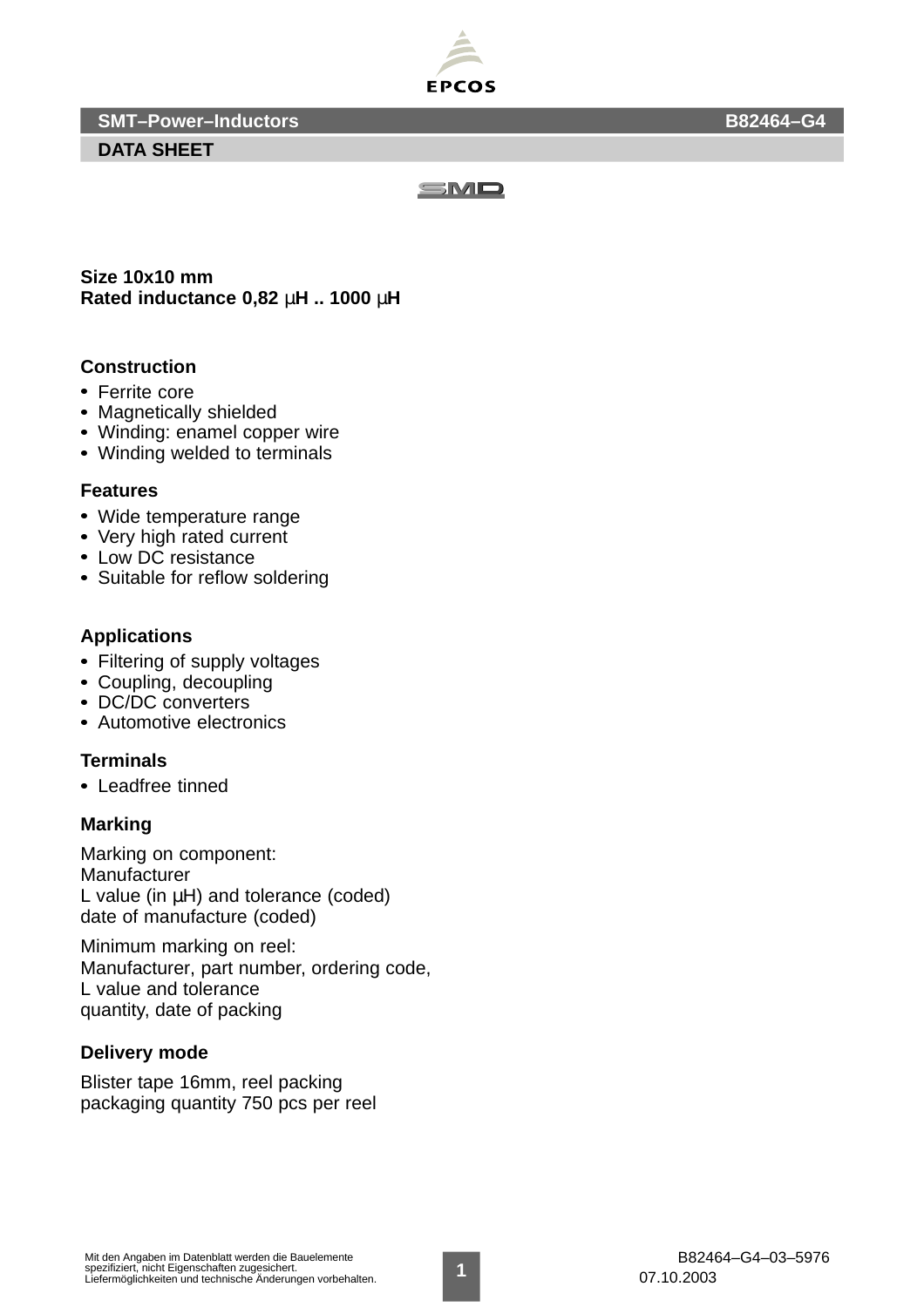**SMT–Power–Inductors** **B82464–G4**

**DATA SHEET**

**Size 10x10 mm**
**Rated inductance 0,82 µH .. 1000 µH**

## Construction

- Ferrite core
- Magnetically shielded
- Winding: enamel copper wire
- Winding welded to terminals

## Features

- Wide temperature range
- Very high rated current
- Low DC resistance
- Suitable for reflow soldering

## Applications

- Filtering of supply voltages
- Coupling, decoupling
- DC/DC converters
- Automotive electronics

## Terminals

- Leadfree tinned

## Marking

Marking on component:
Manufacturer
L value (in µH) and tolerance (coded)
date of manufacture (coded)

Minimum marking on reel:
Manufacturer, part number, ordering code,
L value and tolerance
quantity, date of packing

## Delivery mode

Blister tape 16mm, reel packing
packaging quantity 750 pcs per reel

Mit den Angaben im Datenblatt werden die Bauelemente spezifiziert, nicht Eigenschaften zugesichert.
Liefermöglichkeiten und technische Änderungen vorbehalten.

B82464–G4–03–5976
07.10.2003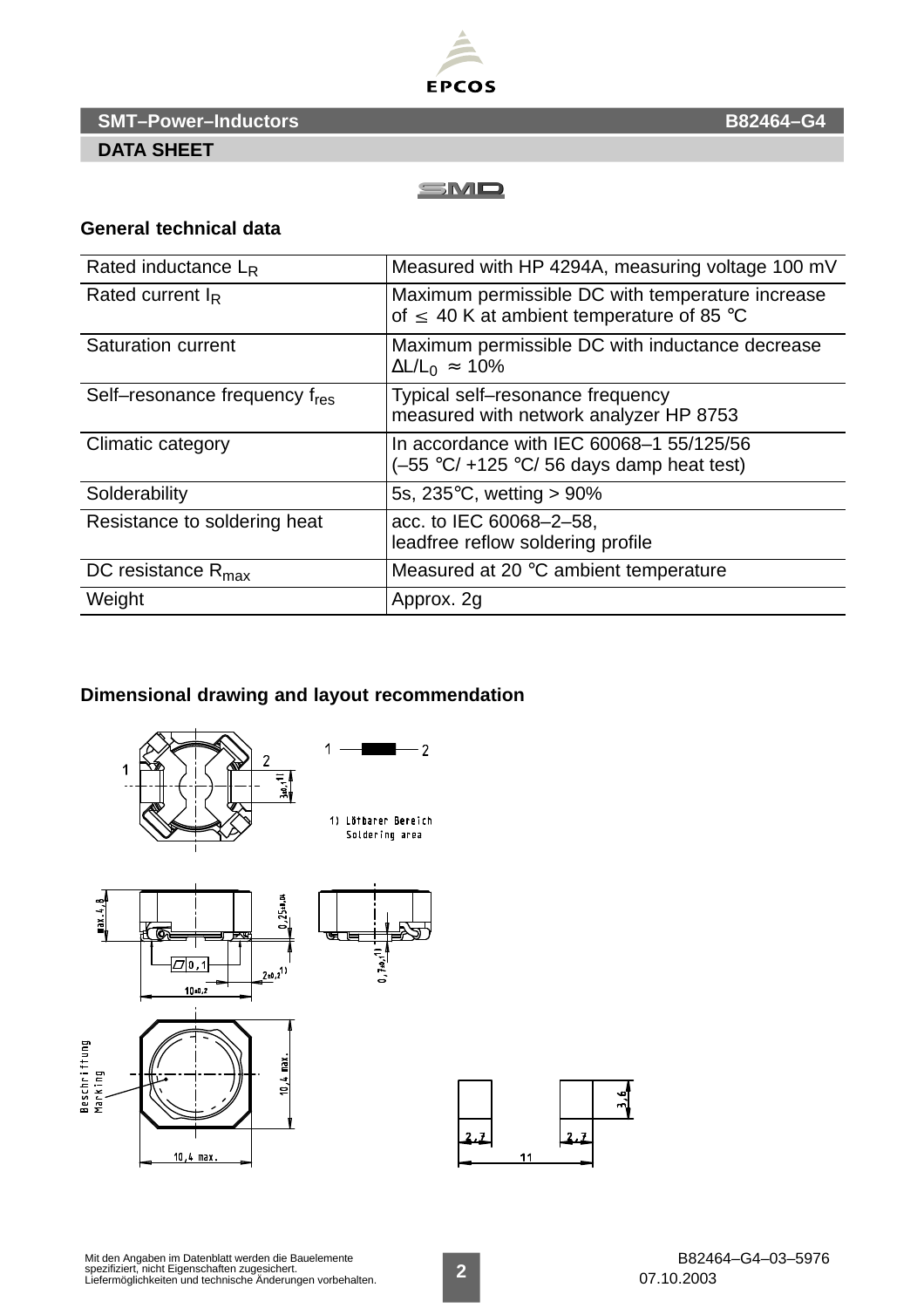**SMT–Power–Inductors** **B82464–G4**

**DATA SHEET**

SMD

### General technical data

| | |
|---|---|
| Rated inductance $L_R$ | Measured with HP 4294A, measuring voltage 100 mV |
| Rated current $I_R$ | Maximum permissible DC with temperature increase of ≤ 40 K at ambient temperature of 85 °C |
| Saturation current | Maximum permissible DC with inductance decrease $\Delta L/L_0 \approx 10\%$ |
| Self–resonance frequency $f_{res}$ | Typical self–resonance frequency measured with network analyzer HP 8753 |
| Climatic category | In accordance with IEC 60068–1 55/125/56 (–55 °C/ +125 °C/ 56 days damp heat test) |
| Solderability | 5s, 235°C, wetting > 90% |
| Resistance to soldering heat | acc. to IEC 60068–2–58, leadfree reflow soldering profile |
| DC resistance $R_{max}$ | Measured at 20 °C ambient temperature |
| Weight | Approx. 2g |

### Dimensional drawing and layout recommendation

1) Lötbarer Bereich
Soldering area

Beschriftung
Marking

Mit den Angaben im Datenblatt werden die Bauelemente spezifiziert, nicht Eigenschaften zugesichert.
Liefermöglichkeiten und technische Änderungen vorbehalten.

B82464–G4–03–5976
07.10.2003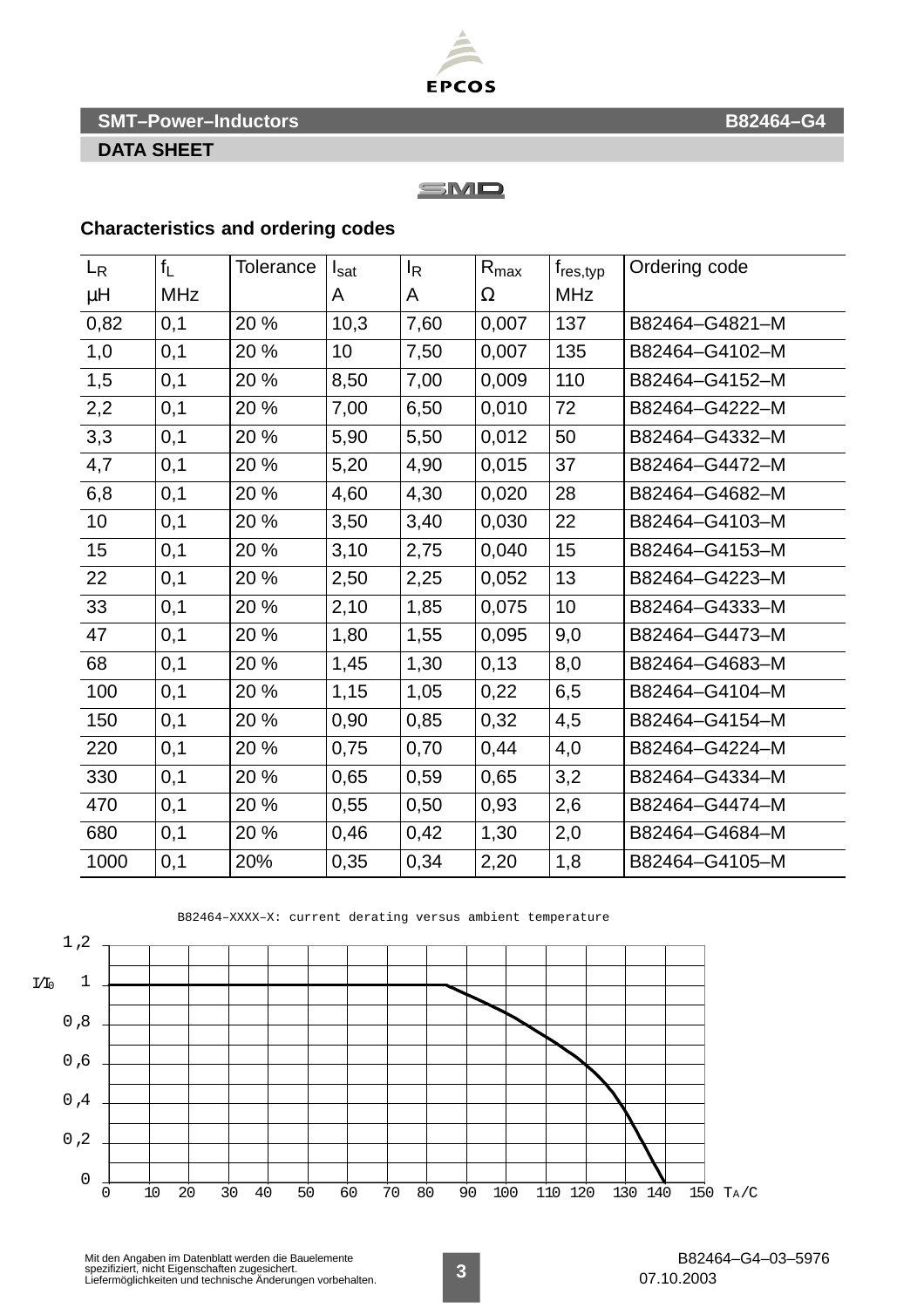SMT–Power–Inductors B82464–G4

DATA SHEET

SMD

### Characteristics and ordering codes

| $L_R$ µH | $f_L$ MHz | Tolerance | $I_{sat}$ A | $I_R$ A | $R_{max}$ Ω | $f_{res,typ}$ MHz | Ordering code |
|---|---|---|---|---|---|---|---|
| 0,82 | 0,1 | 20 % | 10,3 | 7,60 | 0,007 | 137 | B82464–G4821–M |
| 1,0 | 0,1 | 20 % | 10 | 7,50 | 0,007 | 135 | B82464–G4102–M |
| 1,5 | 0,1 | 20 % | 8,50 | 7,00 | 0,009 | 110 | B82464–G4152–M |
| 2,2 | 0,1 | 20 % | 7,00 | 6,50 | 0,010 | 72 | B82464–G4222–M |
| 3,3 | 0,1 | 20 % | 5,90 | 5,50 | 0,012 | 50 | B82464–G4332–M |
| 4,7 | 0,1 | 20 % | 5,20 | 4,90 | 0,015 | 37 | B82464–G4472–M |
| 6,8 | 0,1 | 20 % | 4,60 | 4,30 | 0,020 | 28 | B82464–G4682–M |
| 10 | 0,1 | 20 % | 3,50 | 3,40 | 0,030 | 22 | B82464–G4103–M |
| 15 | 0,1 | 20 % | 3,10 | 2,75 | 0,040 | 15 | B82464–G4153–M |
| 22 | 0,1 | 20 % | 2,50 | 2,25 | 0,052 | 13 | B82464–G4223–M |
| 33 | 0,1 | 20 % | 2,10 | 1,85 | 0,075 | 10 | B82464–G4333–M |
| 47 | 0,1 | 20 % | 1,80 | 1,55 | 0,095 | 9,0 | B82464–G4473–M |
| 68 | 0,1 | 20 % | 1,45 | 1,30 | 0,13 | 8,0 | B82464–G4683–M |
| 100 | 0,1 | 20 % | 1,15 | 1,05 | 0,22 | 6,5 | B82464–G4104–M |
| 150 | 0,1 | 20 % | 0,90 | 0,85 | 0,32 | 4,5 | B82464–G4154–M |
| 220 | 0,1 | 20 % | 0,75 | 0,70 | 0,44 | 4,0 | B82464–G4224–M |
| 330 | 0,1 | 20 % | 0,65 | 0,59 | 0,65 | 3,2 | B82464–G4334–M |
| 470 | 0,1 | 20 % | 0,55 | 0,50 | 0,93 | 2,6 | B82464–G4474–M |
| 680 | 0,1 | 20 % | 0,46 | 0,42 | 1,30 | 2,0 | B82464–G4684–M |
| 1000 | 0,1 | 20% | 0,35 | 0,34 | 2,20 | 1,8 | B82464–G4105–M |

B82464–XXXX–X: current derating versus ambient temperature

$I/I_0$

1,2
1
0,8
0,6
0,4
0,2
0

0 10 20 30 40 50 60 70 80 90 100 110 120 130 140 150 $T_A$/C

Mit den Angaben im Datenblatt werden die Bauelemente spezifiziert, nicht Eigenschaften zugesichert.
Liefermöglichkeiten und technische Änderungen vorbehalten.

B82464–G4–03–5976
07.10.2003